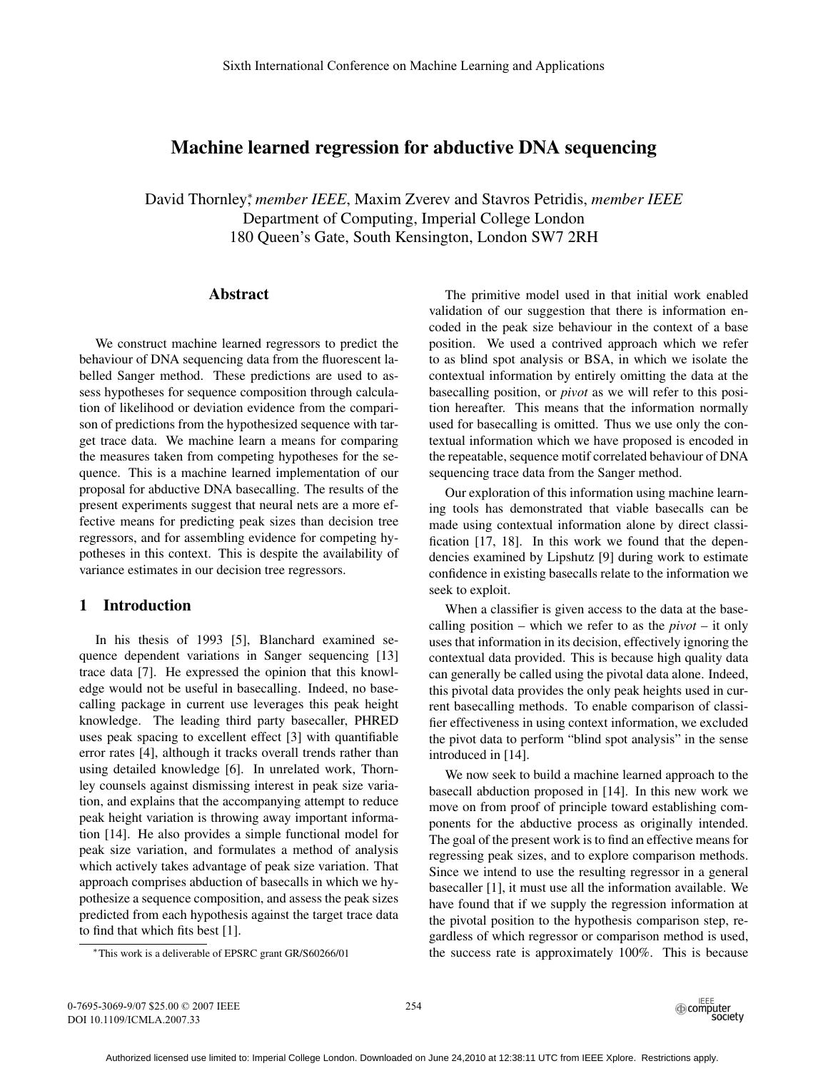# Machine learned regression for abductive DNA sequencing

David Thornley*, *member IEEE*, Maxim Zverev and Stavros Petridis, *member IEEE*
Department of Computing, Imperial College London
180 Queen's Gate, South Kensington, London SW7 2RH

## Abstract

We construct machine learned regressors to predict the behaviour of DNA sequencing data from the fluorescent labelled Sanger method. These predictions are used to assess hypotheses for sequence composition through calculation of likelihood or deviation evidence from the comparison of predictions from the hypothesized sequence with target trace data. We machine learn a means for comparing the measures taken from competing hypotheses for the sequence. This is a machine learned implementation of our proposal for abductive DNA basecalling. The results of the present experiments suggest that neural nets are a more effective means for predicting peak sizes than decision tree regressors, and for assembling evidence for competing hypotheses in this context. This is despite the availability of variance estimates in our decision tree regressors.

## 1 Introduction

In his thesis of 1993 [5], Blanchard examined sequence dependent variations in Sanger sequencing [13] trace data [7]. He expressed the opinion that this knowledge would not be useful in basecalling. Indeed, no basecalling package in current use leverages this peak height knowledge. The leading third party basecaller, PHRED uses peak spacing to excellent effect [3] with quantifiable error rates [4], although it tracks overall trends rather than using detailed knowledge [6]. In unrelated work, Thornley counsels against dismissing interest in peak size variation, and explains that the accompanying attempt to reduce peak height variation is throwing away important information [14]. He also provides a simple functional model for peak size variation, and formulates a method of analysis which actively takes advantage of peak size variation. That approach comprises abduction of basecalls in which we hypothesize a sequence composition, and assess the peak sizes predicted from each hypothesis against the target trace data to find that which fits best [1].

*This work is a deliverable of EPSRC grant GR/S60266/01

The primitive model used in that initial work enabled validation of our suggestion that there is information encoded in the peak size behaviour in the context of a base position. We used a contrived approach which we refer to as blind spot analysis or BSA, in which we isolate the contextual information by entirely omitting the data at the basecalling position, or *pivot* as we will refer to this position hereafter. This means that the information normally used for basecalling is omitted. Thus we use only the contextual information which we have proposed is encoded in the repeatable, sequence motif correlated behaviour of DNA sequencing trace data from the Sanger method.

Our exploration of this information using machine learning tools has demonstrated that viable basecalls can be made using contextual information alone by direct classification [17, 18]. In this work we found that the dependencies examined by Lipshutz [9] during work to estimate confidence in existing basecalls relate to the information we seek to exploit.

When a classifier is given access to the data at the basecalling position – which we refer to as the *pivot* – it only uses that information in its decision, effectively ignoring the contextual data provided. This is because high quality data can generally be called using the pivotal data alone. Indeed, this pivotal data provides the only peak heights used in current basecalling methods. To enable comparison of classifier effectiveness in using context information, we excluded the pivot data to perform "blind spot analysis" in the sense introduced in [14].

We now seek to build a machine learned approach to the basecall abduction proposed in [14]. In this new work we move on from proof of principle toward establishing components for the abductive process as originally intended. The goal of the present work is to find an effective means for regressing peak sizes, and to explore comparison methods. Since we intend to use the resulting regressor in a general basecaller [1], it must use all the information available. We have found that if we supply the regression information at the pivotal position to the hypothesis comparison step, regardless of which regressor or comparison method is used, the success rate is approximately 100%. This is because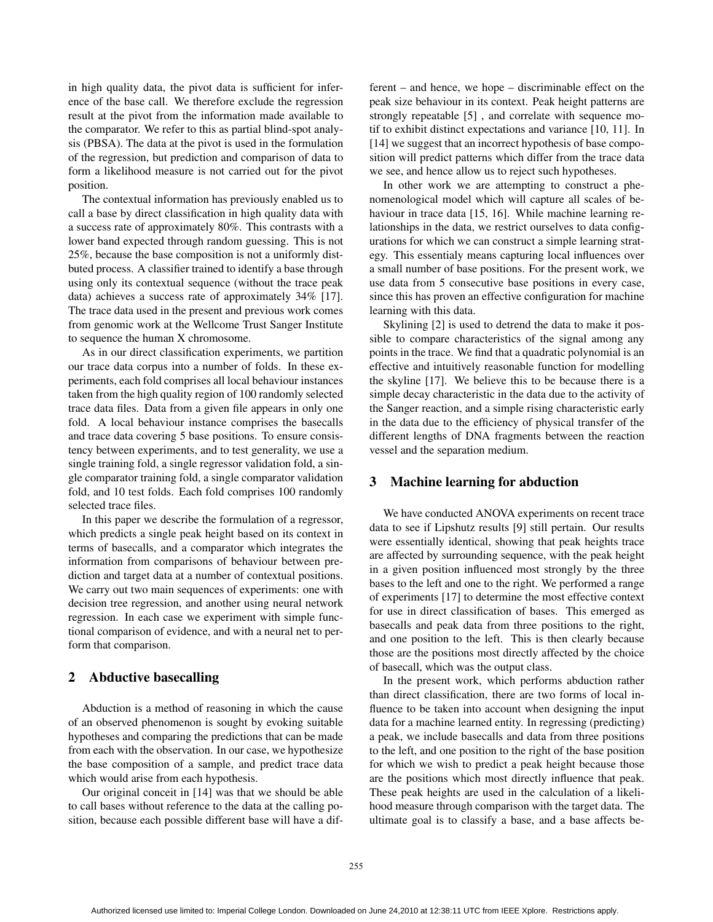in high quality data, the pivot data is sufficient for inference of the base call. We therefore exclude the regression result at the pivot from the information made available to the comparator. We refer to this as partial blind-spot analysis (PBSA). The data at the pivot is used in the formulation of the regression, but prediction and comparison of data to form a likelihood measure is not carried out for the pivot position.

The contextual information has previously enabled us to call a base by direct classification in high quality data with a success rate of approximately 80%. This contrasts with a lower band expected through random guessing. This is not 25%, because the base composition is not a uniformly distbuted process. A classifier trained to identify a base through using only its contextual sequence (without the trace peak data) achieves a success rate of approximately 34% [17]. The trace data used in the present and previous work comes from genomic work at the Wellcome Trust Sanger Institute to sequence the human X chromosome.

As in our direct classification experiments, we partition our trace data corpus into a number of folds. In these experiments, each fold comprises all local behaviour instances taken from the high quality region of 100 randomly selected trace data files. Data from a given file appears in only one fold. A local behaviour instance comprises the basecalls and trace data covering 5 base positions. To ensure consistency between experiments, and to test generality, we use a single training fold, a single regressor validation fold, a single comparator training fold, a single comparator validation fold, and 10 test folds. Each fold comprises 100 randomly selected trace files.

In this paper we describe the formulation of a regressor, which predicts a single peak height based on its context in terms of basecalls, and a comparator which integrates the information from comparisons of behaviour between prediction and target data at a number of contextual positions. We carry out two main sequences of experiments: one with decision tree regression, and another using neural network regression. In each case we experiment with simple functional comparison of evidence, and with a neural net to perform that comparison.

## 2 Abductive basecalling

Abduction is a method of reasoning in which the cause of an observed phenomenon is sought by evoking suitable hypotheses and comparing the predictions that can be made from each with the observation. In our case, we hypothesize the base composition of a sample, and predict trace data which would arise from each hypothesis.

Our original conceit in [14] was that we should be able to call bases without reference to the data at the calling position, because each possible different base will have a different – and hence, we hope – discriminable effect on the peak size behaviour in its context. Peak height patterns are strongly repeatable [5] , and correlate with sequence motif to exhibit distinct expectations and variance [10, 11]. In [14] we suggest that an incorrect hypothesis of base composition will predict patterns which differ from the trace data we see, and hence allow us to reject such hypotheses.

In other work we are attempting to construct a phenomenological model which will capture all scales of behaviour in trace data [15, 16]. While machine learning relationships in the data, we restrict ourselves to data configurations for which we can construct a simple learning strategy. This essentialy means capturing local influences over a small number of base positions. For the present work, we use data from 5 consecutive base positions in every case, since this has proven an effective configuration for machine learning with this data.

Skylining [2] is used to detrend the data to make it possible to compare characteristics of the signal among any points in the trace. We find that a quadratic polynomial is an effective and intuitively reasonable function for modelling the skyline [17]. We believe this to be because there is a simple decay characteristic in the data due to the activity of the Sanger reaction, and a simple rising characteristic early in the data due to the efficiency of physical transfer of the different lengths of DNA fragments between the reaction vessel and the separation medium.

## 3 Machine learning for abduction

We have conducted ANOVA experiments on recent trace data to see if Lipshutz results [9] still pertain. Our results were essentially identical, showing that peak heights trace are affected by surrounding sequence, with the peak height in a given position influenced most strongly by the three bases to the left and one to the right. We performed a range of experiments [17] to determine the most effective context for use in direct classification of bases. This emerged as basecalls and peak data from three positions to the right, and one position to the left. This is then clearly because those are the positions most directly affected by the choice of basecall, which was the output class.

In the present work, which performs abduction rather than direct classification, there are two forms of local influence to be taken into account when designing the input data for a machine learned entity. In regressing (predicting) a peak, we include basecalls and data from three positions to the left, and one position to the right of the base position for which we wish to predict a peak height because those are the positions which most directly influence that peak. These peak heights are used in the calculation of a likelihood measure through comparison with the target data. The ultimate goal is to classify a base, and a base affects be-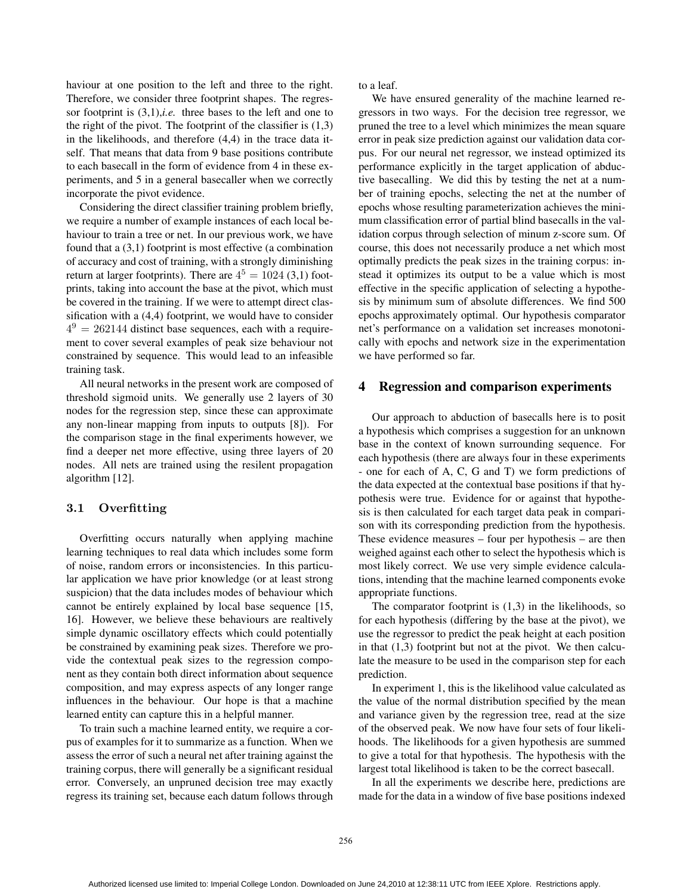haviour at one position to the left and three to the right. Therefore, we consider three footprint shapes. The regressor footprint is (3,1),*i.e.* three bases to the left and one to the right of the pivot. The footprint of the classifier is (1,3) in the likelihoods, and therefore (4,4) in the trace data itself. That means that data from 9 base positions contribute to each basecall in the form of evidence from 4 in these experiments, and 5 in a general basecaller when we correctly incorporate the pivot evidence.

Considering the direct classifier training problem briefly, we require a number of example instances of each local behaviour to train a tree or net. In our previous work, we have found that a (3,1) footprint is most effective (a combination of accuracy and cost of training, with a strongly diminishing return at larger footprints). There are $4^5 = 1024$ (3,1) footprints, taking into account the base at the pivot, which must be covered in the training. If we were to attempt direct classification with a (4,4) footprint, we would have to consider $4^9 = 262144$ distinct base sequences, each with a requirement to cover several examples of peak size behaviour not constrained by sequence. This would lead to an infeasible training task.

All neural networks in the present work are composed of threshold sigmoid units. We generally use 2 layers of 30 nodes for the regression step, since these can approximate any non-linear mapping from inputs to outputs [8]). For the comparison stage in the final experiments however, we find a deeper net more effective, using three layers of 20 nodes. All nets are trained using the resilent propagation algorithm [12].

### 3.1 Overfitting

Overfitting occurs naturally when applying machine learning techniques to real data which includes some form of noise, random errors or inconsistencies. In this particular application we have prior knowledge (or at least strong suspicion) that the data includes modes of behaviour which cannot be entirely explained by local base sequence [15, 16]. However, we believe these behaviours are realtively simple dynamic oscillatory effects which could potentially be constrained by examining peak sizes. Therefore we provide the contextual peak sizes to the regression component as they contain both direct information about sequence composition, and may express aspects of any longer range influences in the behaviour. Our hope is that a machine learned entity can capture this in a helpful manner.

To train such a machine learned entity, we require a corpus of examples for it to summarize as a function. When we assess the error of such a neural net after training against the training corpus, there will generally be a significant residual error. Conversely, an unpruned decision tree may exactly regress its training set, because each datum follows through to a leaf.

We have ensured generality of the machine learned regressors in two ways. For the decision tree regressor, we pruned the tree to a level which minimizes the mean square error in peak size prediction against our validation data corpus. For our neural net regressor, we instead optimized its performance explicitly in the target application of abductive basecalling. We did this by testing the net at a number of training epochs, selecting the net at the number of epochs whose resulting parameterization achieves the minimum classification error of partial blind basecalls in the validation corpus through selection of minum z-score sum. Of course, this does not necessarily produce a net which most optimally predicts the peak sizes in the training corpus: instead it optimizes its output to be a value which is most effective in the specific application of selecting a hypothesis by minimum sum of absolute differences. We find 500 epochs approximately optimal. Our hypothesis comparator net's performance on a validation set increases monotonically with epochs and network size in the experimentation we have performed so far.

## 4 Regression and comparison experiments

Our approach to abduction of basecalls here is to posit a hypothesis which comprises a suggestion for an unknown base in the context of known surrounding sequence. For each hypothesis (there are always four in these experiments - one for each of A, C, G and T) we form predictions of the data expected at the contextual base positions if that hypothesis were true. Evidence for or against that hypothesis is then calculated for each target data peak in comparison with its corresponding prediction from the hypothesis. These evidence measures – four per hypothesis – are then weighed against each other to select the hypothesis which is most likely correct. We use very simple evidence calculations, intending that the machine learned components evoke appropriate functions.

The comparator footprint is (1,3) in the likelihoods, so for each hypothesis (differing by the base at the pivot), we use the regressor to predict the peak height at each position in that (1,3) footprint but not at the pivot. We then calculate the measure to be used in the comparison step for each prediction.

In experiment 1, this is the likelihood value calculated as the value of the normal distribution specified by the mean and variance given by the regression tree, read at the size of the observed peak. We now have four sets of four likelihoods. The likelihoods for a given hypothesis are summed to give a total for that hypothesis. The hypothesis with the largest total likelihood is taken to be the correct basecall.

In all the experiments we describe here, predictions are made for the data in a window of five base positions indexed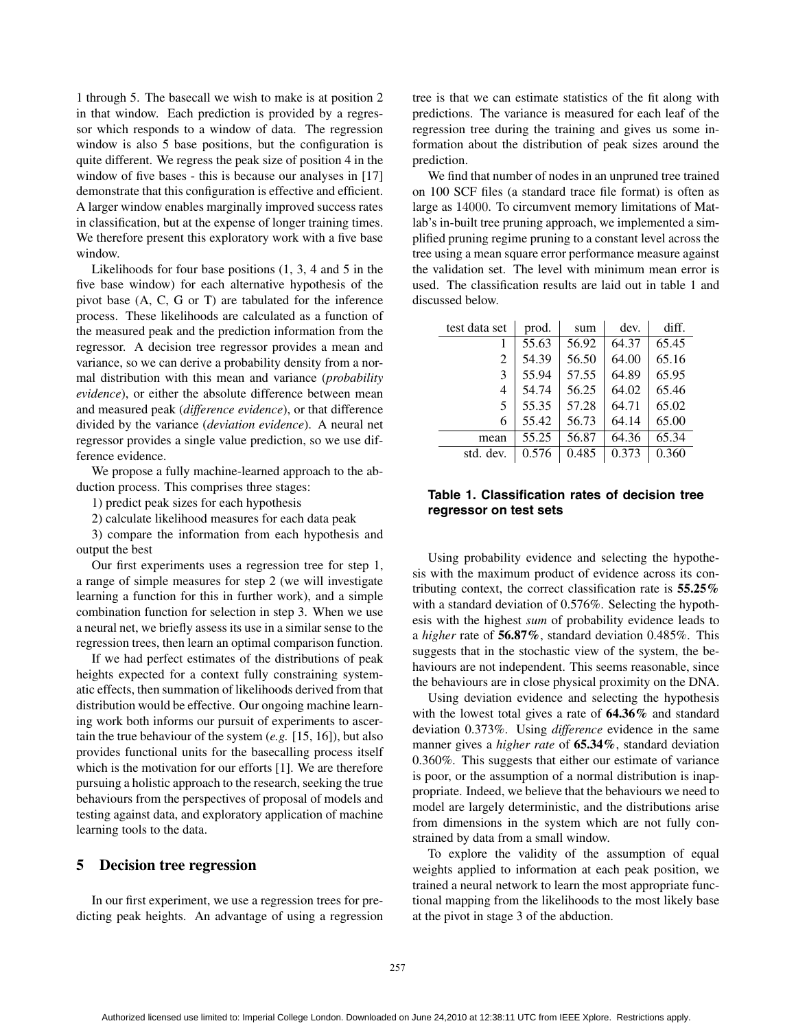1 through 5. The basecall we wish to make is at position 2 in that window. Each prediction is provided by a regressor which responds to a window of data. The regression window is also 5 base positions, but the configuration is quite different. We regress the peak size of position 4 in the window of five bases - this is because our analyses in [17] demonstrate that this configuration is effective and efficient. A larger window enables marginally improved success rates in classification, but at the expense of longer training times. We therefore present this exploratory work with a five base window.

Likelihoods for four base positions (1, 3, 4 and 5 in the five base window) for each alternative hypothesis of the pivot base (A, C, G or T) are tabulated for the inference process. These likelihoods are calculated as a function of the measured peak and the prediction information from the regressor. A decision tree regressor provides a mean and variance, so we can derive a probability density from a normal distribution with this mean and variance (*probability evidence*), or either the absolute difference between mean and measured peak (*difference evidence*), or that difference divided by the variance (*deviation evidence*). A neural net regressor provides a single value prediction, so we use difference evidence.

We propose a fully machine-learned approach to the abduction process. This comprises three stages:

1) predict peak sizes for each hypothesis

2) calculate likelihood measures for each data peak

3) compare the information from each hypothesis and output the best

Our first experiments uses a regression tree for step 1, a range of simple measures for step 2 (we will investigate learning a function for this in further work), and a simple combination function for selection in step 3. When we use a neural net, we briefly assess its use in a similar sense to the regression trees, then learn an optimal comparison function.

If we had perfect estimates of the distributions of peak heights expected for a context fully constraining systematic effects, then summation of likelihoods derived from that distribution would be effective. Our ongoing machine learning work both informs our pursuit of experiments to ascertain the true behaviour of the system (*e.g.* [15, 16]), but also provides functional units for the basecalling process itself which is the motivation for our efforts [1]. We are therefore pursuing a holistic approach to the research, seeking the true behaviours from the perspectives of proposal of models and testing against data, and exploratory application of machine learning tools to the data.

## 5 Decision tree regression

In our first experiment, we use a regression trees for predicting peak heights. An advantage of using a regression tree is that we can estimate statistics of the fit along with predictions. The variance is measured for each leaf of the regression tree during the training and gives us some information about the distribution of peak sizes around the prediction.

We find that number of nodes in an unpruned tree trained on 100 SCF files (a standard trace file format) is often as large as 14000. To circumvent memory limitations of Matlab's in-built tree pruning approach, we implemented a simplified pruning regime pruning to a constant level across the tree using a mean square error performance measure against the validation set. The level with minimum mean error is used. The classification results are laid out in table 1 and discussed below.

| test data set | prod. | sum | dev. | diff. |
|---|---|---|---|---|
| 1 | 55.63 | 56.92 | 64.37 | 65.45 |
| 2 | 54.39 | 56.50 | 64.00 | 65.16 |
| 3 | 55.94 | 57.55 | 64.89 | 65.95 |
| 4 | 54.74 | 56.25 | 64.02 | 65.46 |
| 5 | 55.35 | 57.28 | 64.71 | 65.02 |
| 6 | 55.42 | 56.73 | 64.14 | 65.00 |
| mean | 55.25 | 56.87 | 64.36 | 65.34 |
| std. dev. | 0.576 | 0.485 | 0.373 | 0.360 |

**Table 1. Classification rates of decision tree regressor on test sets**

Using probability evidence and selecting the hypothesis with the maximum product of evidence across its contributing context, the correct classification rate is **55.25%** with a standard deviation of 0.576%. Selecting the hypothesis with the highest *sum* of probability evidence leads to a *higher* rate of **56.87%**, standard deviation 0.485%. This suggests that in the stochastic view of the system, the behaviours are not independent. This seems reasonable, since the behaviours are in close physical proximity on the DNA.

Using deviation evidence and selecting the hypothesis with the lowest total gives a rate of **64.36%** and standard deviation 0.373%. Using *difference* evidence in the same manner gives a *higher rate* of **65.34%**, standard deviation 0.360%. This suggests that either our estimate of variance is poor, or the assumption of a normal distribution is inappropriate. Indeed, we believe that the behaviours we need to model are largely deterministic, and the distributions arise from dimensions in the system which are not fully constrained by data from a small window.

To explore the validity of the assumption of equal weights applied to information at each peak position, we trained a neural network to learn the most appropriate functional mapping from the likelihoods to the most likely base at the pivot in stage 3 of the abduction.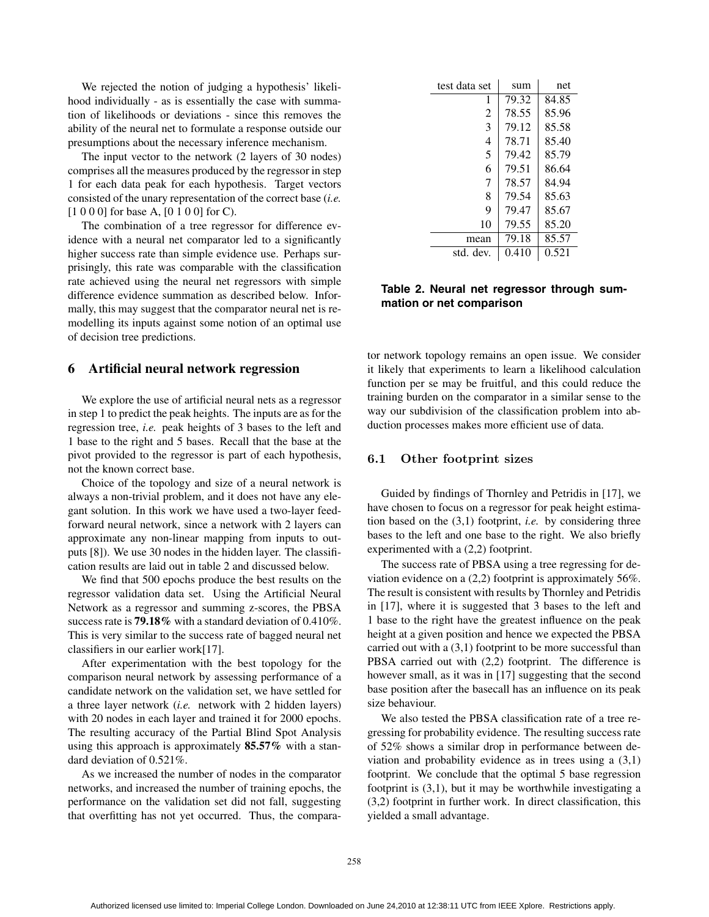We rejected the notion of judging a hypothesis' likelihood individually - as is essentially the case with summation of likelihoods or deviations - since this removes the ability of the neural net to formulate a response outside our presumptions about the necessary inference mechanism.

The input vector to the network (2 layers of 30 nodes) comprises all the measures produced by the regressor in step 1 for each data peak for each hypothesis. Target vectors consisted of the unary representation of the correct base (*i.e.* [1 0 0 0] for base A, [0 1 0 0] for C).

The combination of a tree regressor for difference evidence with a neural net comparator led to a significantly higher success rate than simple evidence use. Perhaps surprisingly, this rate was comparable with the classification rate achieved using the neural net regressors with simple difference evidence summation as described below. Informally, this may suggest that the comparator neural net is remodelling its inputs against some notion of an optimal use of decision tree predictions.

## 6 Artificial neural network regression

We explore the use of artificial neural nets as a regressor in step 1 to predict the peak heights. The inputs are as for the regression tree, *i.e.* peak heights of 3 bases to the left and 1 base to the right and 5 bases. Recall that the base at the pivot provided to the regressor is part of each hypothesis, not the known correct base.

Choice of the topology and size of a neural network is always a non-trivial problem, and it does not have any elegant solution. In this work we have used a two-layer feed-forward neural network, since a network with 2 layers can approximate any non-linear mapping from inputs to outputs [8]). We use 30 nodes in the hidden layer. The classification results are laid out in table 2 and discussed below.

We find that 500 epochs produce the best results on the regressor validation data set. Using the Artificial Neural Network as a regressor and summing z-scores, the PBSA success rate is **79.18%** with a standard deviation of 0.410%. This is very similar to the success rate of bagged neural net classifiers in our earlier work[17].

After experimentation with the best topology for the comparison neural network by assessing performance of a candidate network on the validation set, we have settled for a three layer network (*i.e.* network with 2 hidden layers) with 20 nodes in each layer and trained it for 2000 epochs. The resulting accuracy of the Partial Blind Spot Analysis using this approach is approximately **85.57%** with a standard deviation of 0.521%.

As we increased the number of nodes in the comparator networks, and increased the number of training epochs, the performance on the validation set did not fall, suggesting that overfitting has not yet occurred. Thus, the comparator network topology remains an open issue. We consider it likely that experiments to learn a likelihood calculation function per se may be fruitful, and this could reduce the training burden on the comparator in a similar sense to the way our subdivision of the classification problem into abduction processes makes more efficient use of data.

| test data set | sum | net |
|---|---|---|
| 1 | 79.32 | 84.85 |
| 2 | 78.55 | 85.96 |
| 3 | 79.12 | 85.58 |
| 4 | 78.71 | 85.40 |
| 5 | 79.42 | 85.79 |
| 6 | 79.51 | 86.64 |
| 7 | 78.57 | 84.94 |
| 8 | 79.54 | 85.63 |
| 9 | 79.47 | 85.67 |
| 10 | 79.55 | 85.20 |
| mean | 79.18 | 85.57 |
| std. dev. | 0.410 | 0.521 |

**Table 2. Neural net regressor through summation or net comparison**

### 6.1 Other footprint sizes

Guided by findings of Thornley and Petridis in [17], we have chosen to focus on a regressor for peak height estimation based on the (3,1) footprint, *i.e.* by considering three bases to the left and one base to the right. We also briefly experimented with a (2,2) footprint.

The success rate of PBSA using a tree regressing for deviation evidence on a (2,2) footprint is approximately 56%. The result is consistent with results by Thornley and Petridis in [17], where it is suggested that 3 bases to the left and 1 base to the right have the greatest influence on the peak height at a given position and hence we expected the PBSA carried out with a (3,1) footprint to be more successful than PBSA carried out with (2,2) footprint. The difference is however small, as it was in [17] suggesting that the second base position after the basecall has an influence on its peak size behaviour.

We also tested the PBSA classification rate of a tree regressing for probability evidence. The resulting success rate of 52% shows a similar drop in performance between deviation and probability evidence as in trees using a (3,1) footprint. We conclude that the optimal 5 base regression footprint is (3,1), but it may be worthwhile investigating a (3,2) footprint in further work. In direct classification, this yielded a small advantage.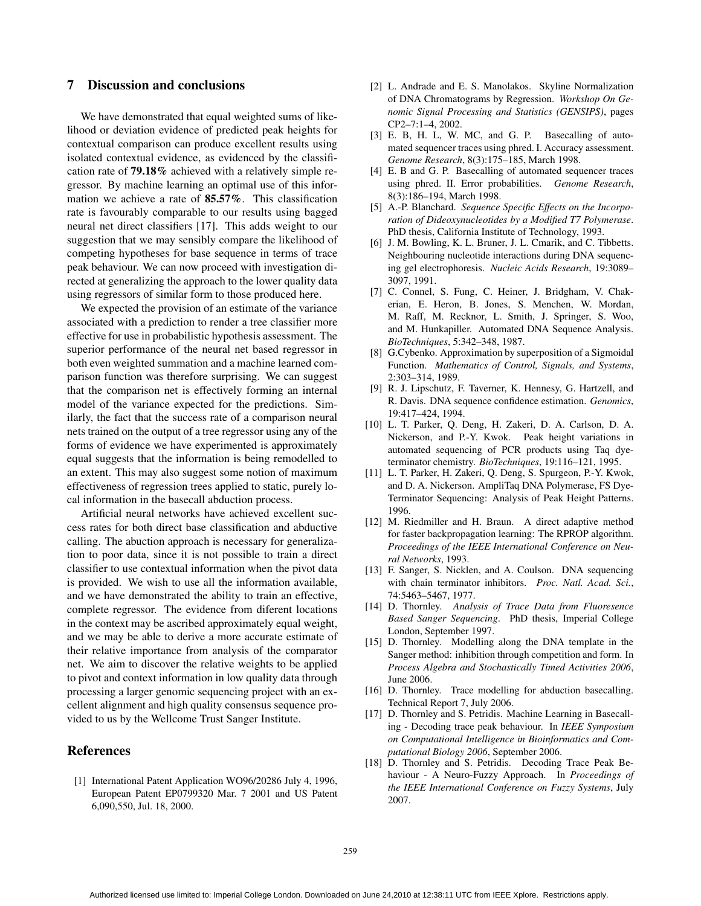## 7 Discussion and conclusions

We have demonstrated that equal weighted sums of likelihood or deviation evidence of predicted peak heights for contextual comparison can produce excellent results using isolated contextual evidence, as evidenced by the classification rate of **79.18%** achieved with a relatively simple regressor. By machine learning an optimal use of this information we achieve a rate of **85.57%**. This classification rate is favourably comparable to our results using bagged neural net direct classifiers [17]. This adds weight to our suggestion that we may sensibly compare the likelihood of competing hypotheses for base sequence in terms of trace peak behaviour. We can now proceed with investigation directed at generalizing the approach to the lower quality data using regressors of similar form to those produced here.

We expected the provision of an estimate of the variance associated with a prediction to render a tree classifier more effective for use in probabilistic hypothesis assessment. The superior performance of the neural net based regressor in both even weighted summation and a machine learned comparison function was therefore surprising. We can suggest that the comparison net is effectively forming an internal model of the variance expected for the predictions. Similarly, the fact that the success rate of a comparison neural nets trained on the output of a tree regressor using any of the forms of evidence we have experimented is approximately equal suggests that the information is being remodelled to an extent. This may also suggest some notion of maximum effectiveness of regression trees applied to static, purely local information in the basecall abduction process.

Artificial neural networks have achieved excellent success rates for both direct base classification and abductive calling. The abuction approach is necessary for generalization to poor data, since it is not possible to train a direct classifier to use contextual information when the pivot data is provided. We wish to use all the information available, and we have demonstrated the ability to train an effective, complete regressor. The evidence from diferent locations in the context may be ascribed approximately equal weight, and we may be able to derive a more accurate estimate of their relative importance from analysis of the comparator net. We aim to discover the relative weights to be applied to pivot and context information in low quality data through processing a larger genomic sequencing project with an excellent alignment and high quality consensus sequence provided to us by the Wellcome Trust Sanger Institute.

## References

[1] International Patent Application WO96/20286 July 4, 1996, European Patent EP0799320 Mar. 7 2001 and US Patent 6,090,550, Jul. 18, 2000.

[2] L. Andrade and E. S. Manolakos. Skyline Normalization of DNA Chromatograms by Regression. *Workshop On Genomic Signal Processing and Statistics (GENSIPS)*, pages CP2–7:1–4, 2002.

[3] E. B, H. L, W. MC, and G. P. Basecalling of automated sequencer traces using phred. I. Accuracy assessment. *Genome Research*, 8(3):175–185, March 1998.

[4] E. B and G. P. Basecalling of automated sequencer traces using phred. II. Error probabilities. *Genome Research*, 8(3):186–194, March 1998.

[5] A.-P. Blanchard. *Sequence Specific Effects on the Incorporation of Dideoxynucleotides by a Modified T7 Polymerase*. PhD thesis, California Institute of Technology, 1993.

[6] J. M. Bowling, K. L. Bruner, J. L. Cmarik, and C. Tibbetts. Neighbouring nucleotide interactions during DNA sequencing gel electrophoresis. *Nucleic Acids Research*, 19:3089–3097, 1991.

[7] C. Connel, S. Fung, C. Heiner, J. Bridgham, V. Chakerian, E. Heron, B. Jones, S. Menchen, W. Mordan, M. Raff, M. Recknor, L. Smith, J. Springer, S. Woo, and M. Hunkapiller. Automated DNA Sequence Analysis. *BioTechniques*, 5:342–348, 1987.

[8] G.Cybenko. Approximation by superposition of a Sigmoidal Function. *Mathematics of Control, Signals, and Systems*, 2:303–314, 1989.

[9] R. J. Lipschutz, F. Taverner, K. Hennesy, G. Hartzell, and R. Davis. DNA sequence confidence estimation. *Genomics*, 19:417–424, 1994.

[10] L. T. Parker, Q. Deng, H. Zakeri, D. A. Carlson, D. A. Nickerson, and P.-Y. Kwok. Peak height variations in automated sequencing of PCR products using Taq dye-terminator chemistry. *BioTechniques*, 19:116–121, 1995.

[11] L. T. Parker, H. Zakeri, Q. Deng, S. Spurgeon, P.-Y. Kwok, and D. A. Nickerson. AmpliTaq DNA Polymerase, FS Dye-Terminator Sequencing: Analysis of Peak Height Patterns. 1996.

[12] M. Riedmiller and H. Braun. A direct adaptive method for faster backpropagation learning: The RPROP algorithm. *Proceedings of the IEEE International Conference on Neural Networks*, 1993.

[13] F. Sanger, S. Nicklen, and A. Coulson. DNA sequencing with chain terminator inhibitors. *Proc. Natl. Acad. Sci.*, 74:5463–5467, 1977.

[14] D. Thornley. *Analysis of Trace Data from Fluoresence Based Sanger Sequencing*. PhD thesis, Imperial College London, September 1997.

[15] D. Thornley. Modelling along the DNA template in the Sanger method: inhibition through competition and form. In *Process Algebra and Stochastically Timed Activities 2006*, June 2006.

[16] D. Thornley. Trace modelling for abduction basecalling. Technical Report 7, July 2006.

[17] D. Thornley and S. Petridis. Machine Learning in Basecalling - Decoding trace peak behaviour. In *IEEE Symposium on Computational Intelligence in Bioinformatics and Computational Biology 2006*, September 2006.

[18] D. Thornley and S. Petridis. Decoding Trace Peak Behaviour - A Neuro-Fuzzy Approach. In *Proceedings of the IEEE International Conference on Fuzzy Systems*, July 2007.